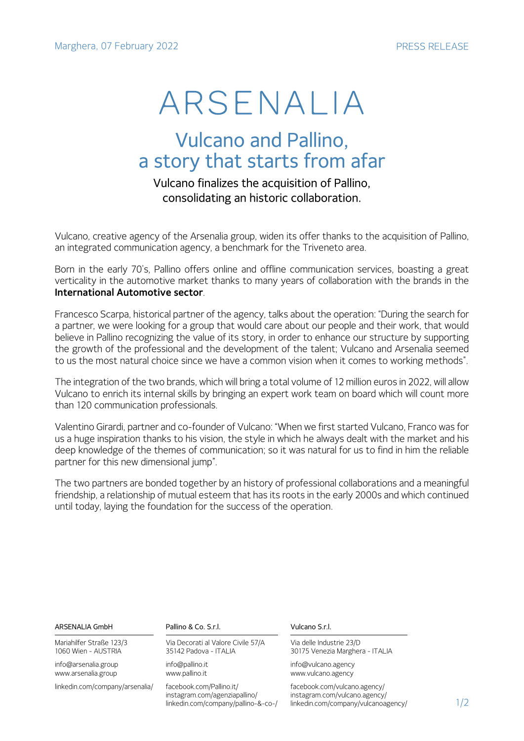Marghera, 07 February 2022

PRESS RELEASE

# ARSENALIA

## Vulcano and Pallino, a story that starts from afar

### Vulcano finalizes the acquisition of Pallino, consolidating an historic collaboration.

Vulcano, creative agency of the Arsenalia group, widen its offer thanks to the acquisition of Pallino, an integrated communication agency, a benchmark for the Triveneto area.

Born in the early 70's, Pallino offers online and offline communication services, boasting a great verticality in the automotive market thanks to many years of collaboration with the brands in the **International Automotive sector**.

Francesco Scarpa, historical partner of the agency, talks about the operation: "During the search for a partner, we were looking for a group that would care about our people and their work, that would believe in Pallino recognizing the value of its story, in order to enhance our structure by supporting the growth of the professional and the development of the talent; Vulcano and Arsenalia seemed to us the most natural choice since we have a common vision when it comes to working methods".

The integration of the two brands, which will bring a total volume of 12 million euros in 2022, will allow Vulcano to enrich its internal skills by bringing an expert work team on board which will count more than 120 communication professionals.

Valentino Girardi, partner and co-founder of Vulcano: "When we first started Vulcano, Franco was for us a huge inspiration thanks to his vision, the style in which he always dealt with the market and his deep knowledge of the themes of communication; so it was natural for us to find in him the reliable partner for this new dimensional jump".

The two partners are bonded together by an history of professional collaborations and a meaningful friendship, a relationship of mutual esteem that has its roots in the early 2000s and which continued until today, laying the foundation for the success of the operation.

ARSENALIA GmbH

Mariahilfer Straße 123/3
1060 Wien - AUSTRIA

info@arsenalia.group
www.arsenalia.group

linkedin.com/company/arsenalia/

Pallino & Co. S.r.l.

Via Decorati al Valore Civile 57/A
35142 Padova - ITALIA

info@pallino.it
www.pallino.it

facebook.com/Pallino.it/
instagram.com/agenziapallino/
linkedin.com/company/pallino-&-co-/

Vulcano S.r.l.

Via delle Industrie 23/D
30175 Venezia Marghera - ITALIA

info@vulcano.agency
www.vulcano.agency

facebook.com/vulcano.agency/
instagram.com/vulcano.agency/
linkedin.com/company/vulcanoagency/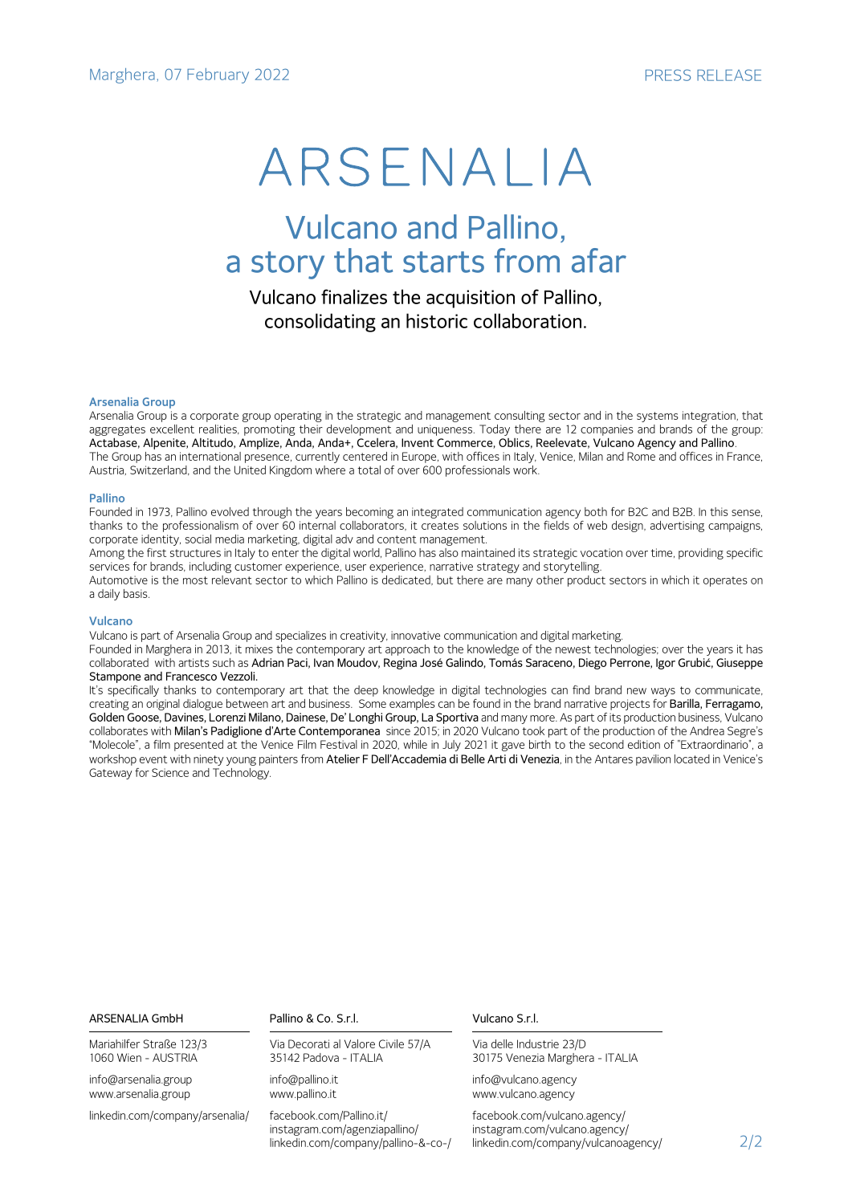Marghera, 07 February 2022

PRESS RELEASE

# ARSENALIA

## Vulcano and Pallino, a story that starts from afar

Vulcano finalizes the acquisition of Pallino, consolidating an historic collaboration.

### Arsenalia Group

Arsenalia Group is a corporate group operating in the strategic and management consulting sector and in the systems integration, that aggregates excellent realities, promoting their development and uniqueness. Today there are 12 companies and brands of the group: Actabase, Alpenite, Altitudo, Amplize, Anda, Anda+, Ccelera, Invent Commerce, Oblics, Reelevate, Vulcano Agency and Pallino.
The Group has an international presence, currently centered in Europe, with offices in Italy, Venice, Milan and Rome and offices in France, Austria, Switzerland, and the United Kingdom where a total of over 600 professionals work.

### Pallino

Founded in 1973, Pallino evolved through the years becoming an integrated communication agency both for B2C and B2B. In this sense, thanks to the professionalism of over 60 internal collaborators, it creates solutions in the fields of web design, advertising campaigns, corporate identity, social media marketing, digital adv and content management.
Among the first structures in Italy to enter the digital world, Pallino has also maintained its strategic vocation over time, providing specific services for brands, including customer experience, user experience, narrative strategy and storytelling.
Automotive is the most relevant sector to which Pallino is dedicated, but there are many other product sectors in which it operates on a daily basis.

### Vulcano

Vulcano is part of Arsenalia Group and specializes in creativity, innovative communication and digital marketing.
Founded in Marghera in 2013, it mixes the contemporary art approach to the knowledge of the newest technologies; over the years it has collaborated with artists such as Adrian Paci, Ivan Moudov, Regina José Galindo, Tomás Saraceno, Diego Perrone, Igor Grubić, Giuseppe Stampone and Francesco Vezzoli.
It's specifically thanks to contemporary art that the deep knowledge in digital technologies can find brand new ways to communicate, creating an original dialogue between art and business. Some examples can be found in the brand narrative projects for Barilla, Ferragamo, Golden Goose, Davines, Lorenzi Milano, Dainese, De' Longhi Group, La Sportiva and many more. As part of its production business, Vulcano collaborates with Milan's Padiglione d'Arte Contemporanea since 2015; in 2020 Vulcano took part of the production of the Andrea Segre's "Molecole", a film presented at the Venice Film Festival in 2020, while in July 2021 it gave birth to the second edition of "Extraordinario", a workshop event with ninety young painters from Atelier F Dell'Accademia di Belle Arti di Venezia, in the Antares pavilion located in Venice's Gateway for Science and Technology.

---

**ARSENALIA GmbH**
Mariahilfer Straße 123/3
1060 Wien - AUSTRIA
info@arsenalia.group
www.arsenalia.group
linkedin.com/company/arsenalia/

**Pallino & Co. S.r.l.**
Via Decorati al Valore Civile 57/A
35142 Padova - ITALIA
info@pallino.it
www.pallino.it
facebook.com/Pallino.it/
instagram.com/agenziapallino/
linkedin.com/company/pallino-&-co-/

**Vulcano S.r.l.**
Via delle Industrie 23/D
30175 Venezia Marghera - ITALIA
info@vulcano.agency
www.vulcano.agency
facebook.com/vulcano.agency/
instagram.com/vulcano.agency/
linkedin.com/company/vulcanoagency/